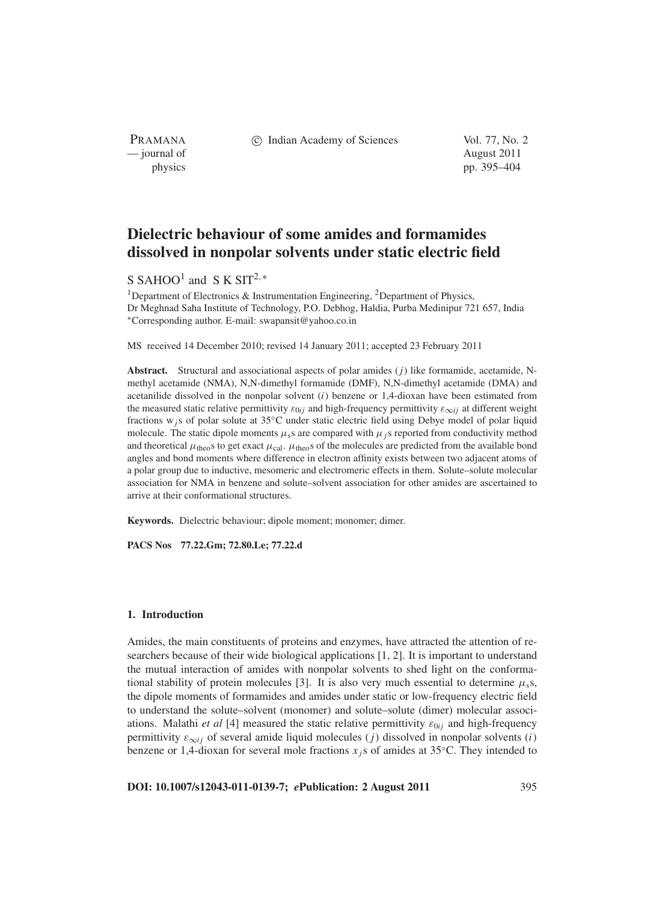# Dielectric behaviour of some amides and formamides dissolved in nonpolar solvents under static electric field

S SAHOO[1] and S K SIT[2,*]

[1]Department of Electronics & Instrumentation Engineering, [2]Department of Physics, Dr Meghnad Saha Institute of Technology, P.O. Debhog, Haldia, Purba Medinipur 721 657, India
*Corresponding author. E-mail: swapansit@yahoo.co.in

MS received 14 December 2010; revised 14 January 2011; accepted 23 February 2011

**Abstract.** Structural and associational aspects of polar amides ($j$) like formamide, acetamide, N-methyl acetamide (NMA), N,N-dimethyl formamide (DMF), N,N-dimethyl acetamide (DMA) and acetanilide dissolved in the nonpolar solvent ($i$) benzene or 1,4-dioxan have been estimated from the measured static relative permittivity $\varepsilon_{0ij}$ and high-frequency permittivity $\varepsilon_{\infty ij}$ at different weight fractions $w_j$s of polar solute at 35°C under static electric field using Debye model of polar liquid molecule. The static dipole moments $\mu_s$s are compared with $\mu_j$s reported from conductivity method and theoretical $\mu_{\text{theo}}$s to get exact $\mu_{\text{cal}}$. $\mu_{\text{theo}}$s of the molecules are predicted from the available bond angles and bond moments where difference in electron affinity exists between two adjacent atoms of a polar group due to inductive, mesomeric and electromeric effects in them. Solute–solute molecular association for NMA in benzene and solute–solvent association for other amides are ascertained to arrive at their conformational structures.

**Keywords.** Dielectric behaviour; dipole moment; monomer; dimer.

**PACS Nos** 77.22.Gm; 72.80.Le; 77.22.d

## 1. Introduction

Amides, the main constituents of proteins and enzymes, have attracted the attention of researchers because of their wide biological applications [1, 2]. It is important to understand the mutual interaction of amides with nonpolar solvents to shed light on the conformational stability of protein molecules [3]. It is also very much essential to determine $\mu_s$s, the dipole moments of formamides and amides under static or low-frequency electric field to understand the solute–solvent (monomer) and solute–solute (dimer) molecular associations. Malathi *et al* [4] measured the static relative permittivity $\varepsilon_{0ij}$ and high-frequency permittivity $\varepsilon_{\infty ij}$ of several amide liquid molecules ($j$) dissolved in nonpolar solvents ($i$) benzene or 1,4-dioxan for several mole fractions $x_j$s of amides at 35°C. They intended to

**DOI: 10.1007/s12043-011-0139-7; *e*Publication: 2 August 2011**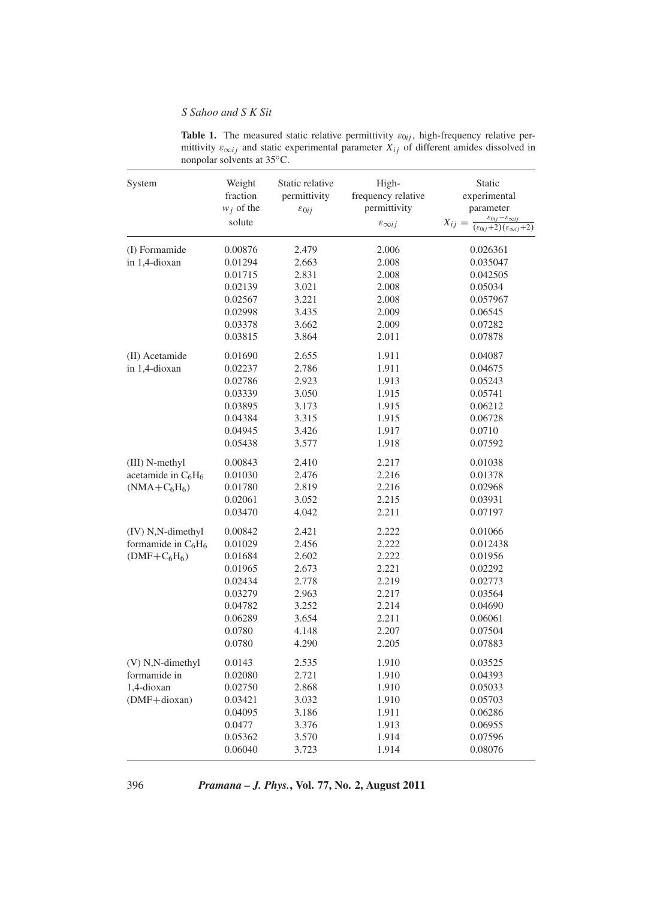**Table 1.** The measured static relative permittivity $\varepsilon_{0ij}$, high-frequency relative permittivity $\varepsilon_{\infty ij}$ and static experimental parameter $X_{ij}$ of different amides dissolved in nonpolar solvents at 35°C.

| System | Weight fraction $w_j$ of the solute | Static relative permittivity $\varepsilon_{0ij}$ | High-frequency relative permittivity $\varepsilon_{\infty ij}$ | Static experimental parameter $X_{ij} = \frac{\varepsilon_{0ij}-\varepsilon_{\infty ij}}{(\varepsilon_{0ij}+2)(\varepsilon_{\infty ij}+2)}$ |
|---|---|---|---|---|
| (I) Formamide | 0.00876 | 2.479 | 2.006 | 0.026361 |
| in 1,4-dioxan | 0.01294 | 2.663 | 2.008 | 0.035047 |
| | 0.01715 | 2.831 | 2.008 | 0.042505 |
| | 0.02139 | 3.021 | 2.008 | 0.05034 |
| | 0.02567 | 3.221 | 2.008 | 0.057967 |
| | 0.02998 | 3.435 | 2.009 | 0.06545 |
| | 0.03378 | 3.662 | 2.009 | 0.07282 |
| | 0.03815 | 3.864 | 2.011 | 0.07878 |
| (II) Acetamide | 0.01690 | 2.655 | 1.911 | 0.04087 |
| in 1,4-dioxan | 0.02237 | 2.786 | 1.911 | 0.04675 |
| | 0.02786 | 2.923 | 1.913 | 0.05243 |
| | 0.03339 | 3.050 | 1.915 | 0.05741 |
| | 0.03895 | 3.173 | 1.915 | 0.06212 |
| | 0.04384 | 3.315 | 1.915 | 0.06728 |
| | 0.04945 | 3.426 | 1.917 | 0.0710 |
| | 0.05438 | 3.577 | 1.918 | 0.07592 |
| (III) N-methyl | 0.00843 | 2.410 | 2.217 | 0.01038 |
| acetamide in $C_6H_6$ | 0.01030 | 2.476 | 2.216 | 0.01378 |
| ($NMA+C_6H_6$) | 0.01780 | 2.819 | 2.216 | 0.02968 |
| | 0.02061 | 3.052 | 2.215 | 0.03931 |
| | 0.03470 | 4.042 | 2.211 | 0.07197 |
| (IV) N,N-dimethyl | 0.00842 | 2.421 | 2.222 | 0.01066 |
| formamide in $C_6H_6$ | 0.01029 | 2.456 | 2.222 | 0.012438 |
| ($DMF+C_6H_6$) | 0.01684 | 2.602 | 2.222 | 0.01956 |
| | 0.01965 | 2.673 | 2.221 | 0.02292 |
| | 0.02434 | 2.778 | 2.219 | 0.02773 |
| | 0.03279 | 2.963 | 2.217 | 0.03564 |
| | 0.04782 | 3.252 | 2.214 | 0.04690 |
| | 0.06289 | 3.654 | 2.211 | 0.06061 |
| | 0.0780 | 4.148 | 2.207 | 0.07504 |
| | 0.0780 | 4.290 | 2.205 | 0.07883 |
| (V) N,N-dimethyl | 0.0143 | 2.535 | 1.910 | 0.03525 |
| formamide in | 0.02080 | 2.721 | 1.910 | 0.04393 |
| 1,4-dioxan | 0.02750 | 2.868 | 1.910 | 0.05033 |
| (DMF+dioxan) | 0.03421 | 3.032 | 1.910 | 0.05703 |
| | 0.04095 | 3.186 | 1.911 | 0.06286 |
| | 0.0477 | 3.376 | 1.913 | 0.06955 |
| | 0.05362 | 3.570 | 1.914 | 0.07596 |
| | 0.06040 | 3.723 | 1.914 | 0.08076 |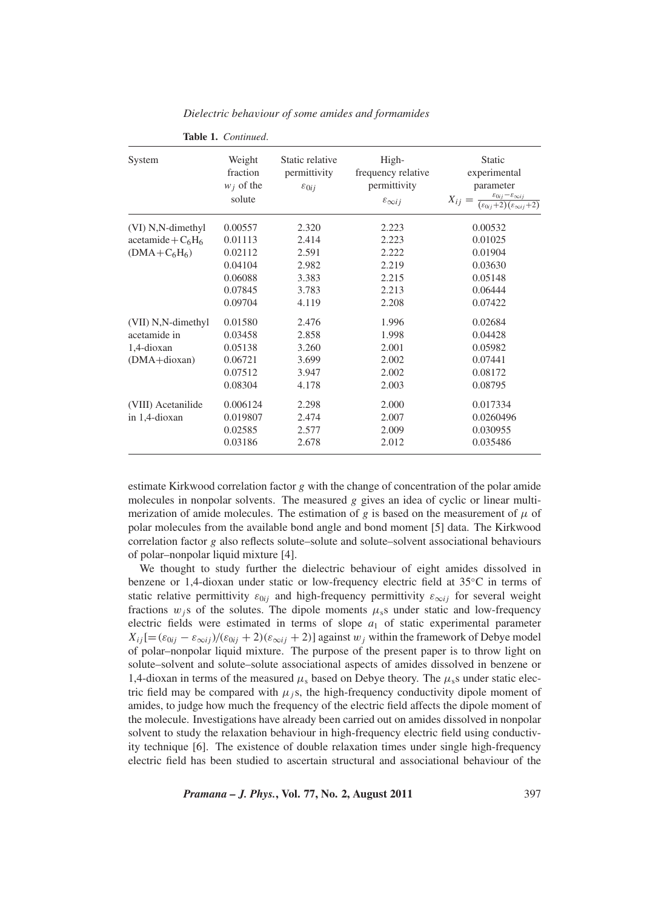**Table 1.** *Continued.*

| System | Weight fraction $w_j$ of the solute | Static relative permittivity $\varepsilon_{0ij}$ | High-frequency relative permittivity $\varepsilon_{\infty ij}$ | Static experimental parameter $X_{ij} = \frac{\varepsilon_{0ij}-\varepsilon_{\infty ij}}{(\varepsilon_{0ij}+2)(\varepsilon_{\infty ij}+2)}$ |
|---|---|---|---|---|
| (VI) N,N-dimethyl | 0.00557 | 2.320 | 2.223 | 0.00532 |
| acetamide + $C_6H_6$ | 0.01113 | 2.414 | 2.223 | 0.01025 |
| (DMA + $C_6H_6$) | 0.02112 | 2.591 | 2.222 | 0.01904 |
| | 0.04104 | 2.982 | 2.219 | 0.03630 |
| | 0.06088 | 3.383 | 2.215 | 0.05148 |
| | 0.07845 | 3.783 | 2.213 | 0.06444 |
| | 0.09704 | 4.119 | 2.208 | 0.07422 |
| (VII) N,N-dimethyl | 0.01580 | 2.476 | 1.996 | 0.02684 |
| acetamide in | 0.03458 | 2.858 | 1.998 | 0.04428 |
| 1,4-dioxan | 0.05138 | 3.260 | 2.001 | 0.05982 |
| (DMA+dioxan) | 0.06721 | 3.699 | 2.002 | 0.07441 |
| | 0.07512 | 3.947 | 2.002 | 0.08172 |
| | 0.08304 | 4.178 | 2.003 | 0.08795 |
| (VIII) Acetanilide | 0.006124 | 2.298 | 2.000 | 0.017334 |
| in 1,4-dioxan | 0.019807 | 2.474 | 2.007 | 0.0260496 |
| | 0.02585 | 2.577 | 2.009 | 0.030955 |
| | 0.03186 | 2.678 | 2.012 | 0.035486 |

estimate Kirkwood correlation factor $g$ with the change of concentration of the polar amide molecules in nonpolar solvents. The measured $g$ gives an idea of cyclic or linear multimerization of amide molecules. The estimation of $g$ is based on the measurement of $\mu$ of polar molecules from the available bond angle and bond moment [5] data. The Kirkwood correlation factor $g$ also reflects solute–solute and solute–solvent associational behaviours of polar–nonpolar liquid mixture [4].

We thought to study further the dielectric behaviour of eight amides dissolved in benzene or 1,4-dioxan under static or low-frequency electric field at 35°C in terms of static relative permittivity $\varepsilon_{0ij}$ and high-frequency permittivity $\varepsilon_{\infty ij}$ for several weight fractions $w_j$s of the solutes. The dipole moments $\mu_s$s under static and low-frequency electric fields were estimated in terms of slope $a_1$ of static experimental parameter $X_{ij}[=(\varepsilon_{0ij} - \varepsilon_{\infty ij})/(\varepsilon_{0ij} + 2)(\varepsilon_{\infty ij} + 2)]$ against $w_j$ within the framework of Debye model of polar–nonpolar liquid mixture. The purpose of the present paper is to throw light on solute–solvent and solute–solute associational aspects of amides dissolved in benzene or 1,4-dioxan in terms of the measured $\mu_s$ based on Debye theory. The $\mu_s$s under static electric field may be compared with $\mu_j$s, the high-frequency conductivity dipole moment of amides, to judge how much the frequency of the electric field affects the dipole moment of the molecule. Investigations have already been carried out on amides dissolved in nonpolar solvent to study the relaxation behaviour in high-frequency electric field using conductivity technique [6]. The existence of double relaxation times under single high-frequency electric field has been studied to ascertain structural and associational behaviour of the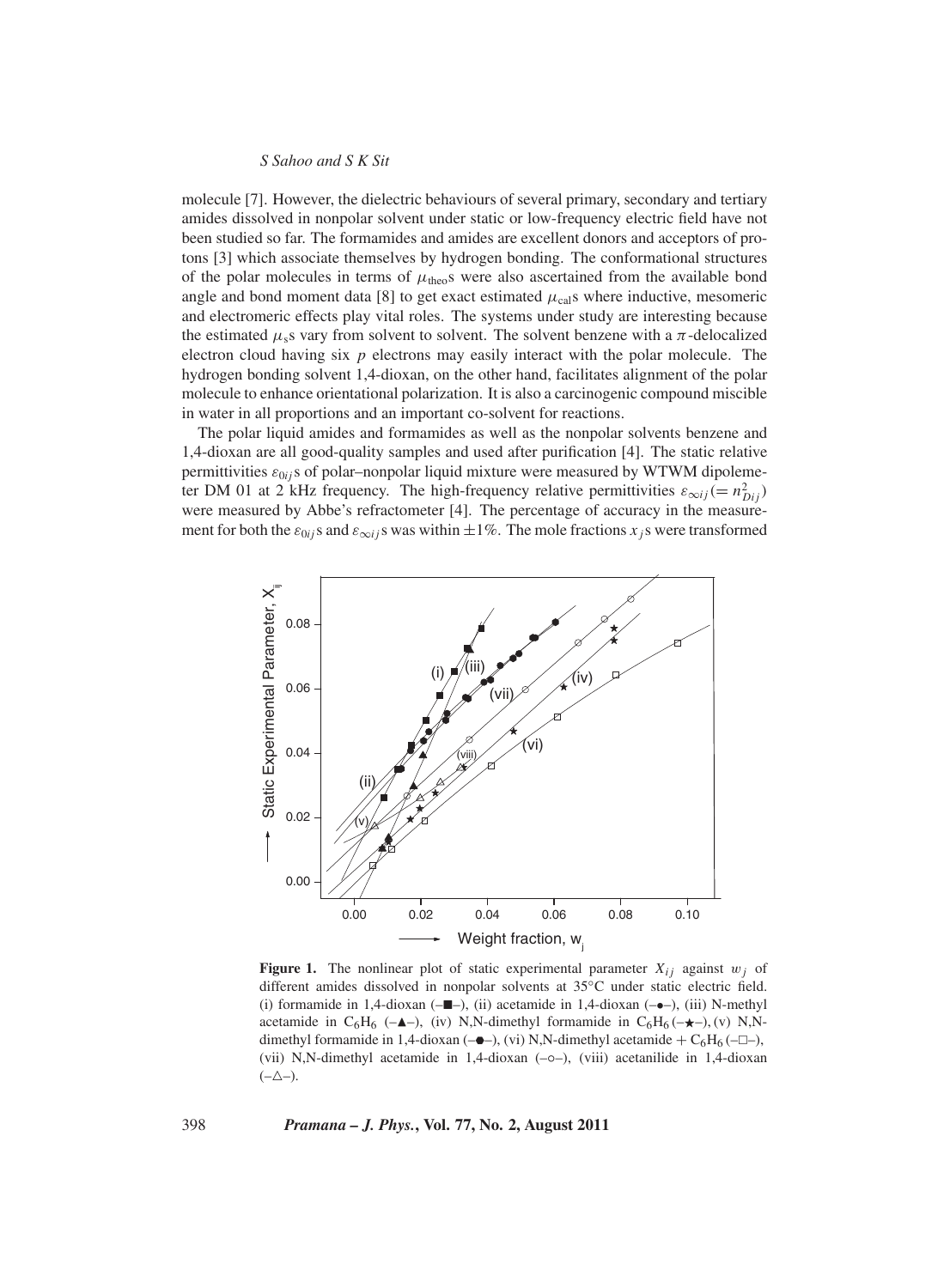molecule [7]. However, the dielectric behaviours of several primary, secondary and tertiary amides dissolved in nonpolar solvent under static or low-frequency electric field have not been studied so far. The formamides and amides are excellent donors and acceptors of protons [3] which associate themselves by hydrogen bonding. The conformational structures of the polar molecules in terms of $\mu_{\text{theo}}$s were also ascertained from the available bond angle and bond moment data [8] to get exact estimated $\mu_{\text{cal}}$s where inductive, mesomeric and electromeric effects play vital roles. The systems under study are interesting because the estimated $\mu_{\text{s}}$s vary from solvent to solvent. The solvent benzene with a $\pi$-delocalized electron cloud having six $p$ electrons may easily interact with the polar molecule. The hydrogen bonding solvent 1,4-dioxan, on the other hand, facilitates alignment of the polar molecule to enhance orientational polarization. It is also a carcinogenic compound miscible in water in all proportions and an important co-solvent for reactions.

The polar liquid amides and formamides as well as the nonpolar solvents benzene and 1,4-dioxan are all good-quality samples and used after purification [4]. The static relative permittivities $\varepsilon_{0ij}$s of polar–nonpolar liquid mixture were measured by WTWM dipolemeter DM 01 at 2 kHz frequency. The high-frequency relative permittivities $\varepsilon_{\infty ij} (= n^2_{Dij})$ were measured by Abbe's refractometer [4]. The percentage of accuracy in the measurement for both the $\varepsilon_{0ij}$s and $\varepsilon_{\infty ij}$s was within ±1%. The mole fractions $x_j$s were transformed

**Figure 1.** The nonlinear plot of static experimental parameter $X_{ij}$ against $w_j$ of different amides dissolved in nonpolar solvents at 35°C under static electric field. (i) formamide in 1,4-dioxan (–■–), (ii) acetamide in 1,4-dioxan (–●–), (iii) N-methyl acetamide in $C_6H_6$ (–▲–), (iv) N,N-dimethyl formamide in $C_6H_6$ (–★–), (v) N,N-dimethyl formamide in 1,4-dioxan (–●–), (vi) N,N-dimethyl acetamide + $C_6H_6$ (–□–), (vii) N,N-dimethyl acetamide in 1,4-dioxan (–○–), (viii) acetanilide in 1,4-dioxan (–△–).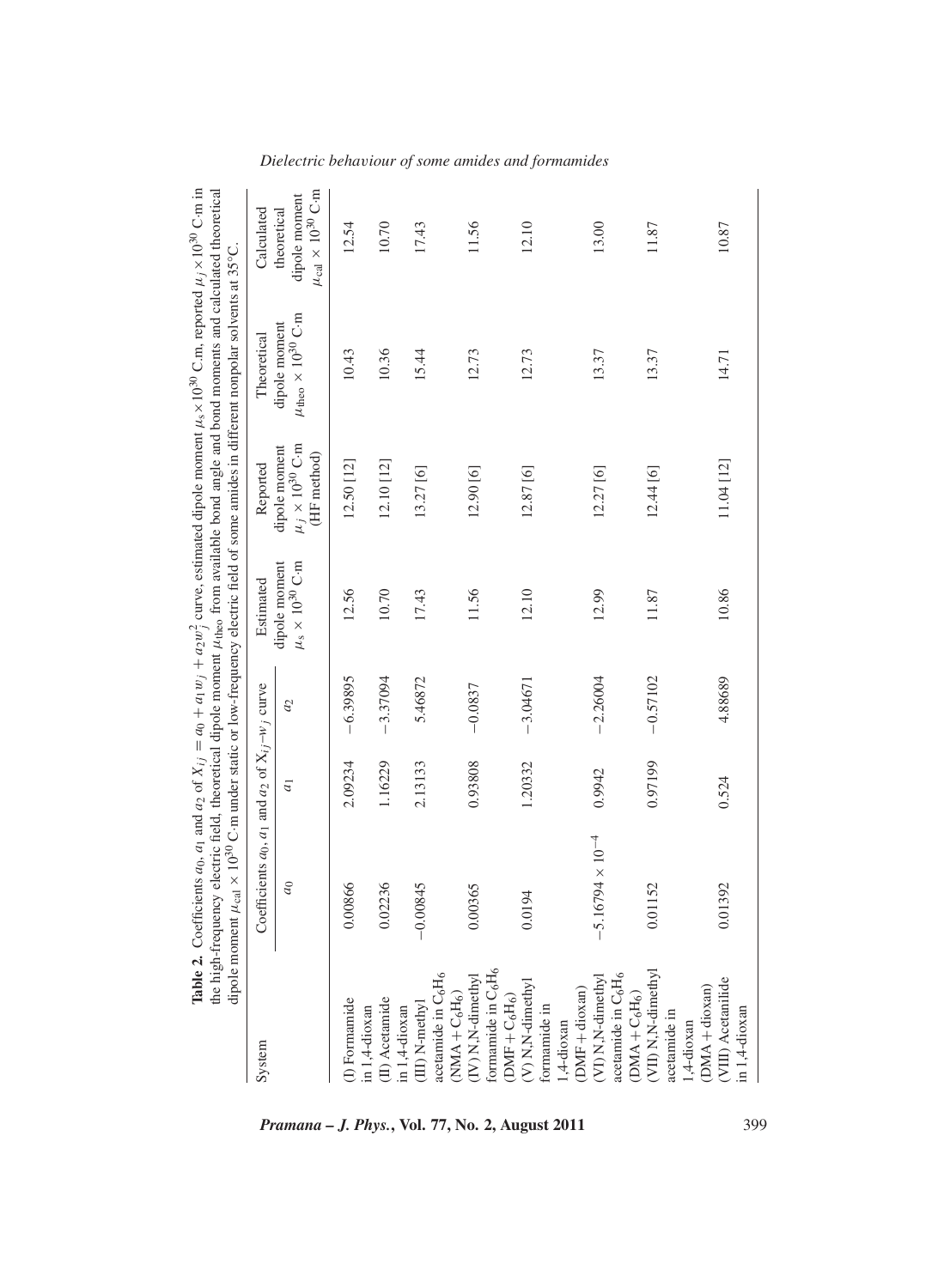**Table 2.** Coefficients $a_0$, $a_1$ and $a_2$ of $X_{ij} = a_0 + a_1 w_j + a_2 w_j^2$ curve, estimated dipole moment $\mu_s \times 10^{30}$ C.m, reported $\mu_j \times 10^{30}$ C·m in the high-frequency electric field, theoretical dipole moment $\mu_{theo}$ from available bond angle and bond moments and calculated theoretical dipole moment $\mu_{cal} \times 10^{30}$ C·m under static or low-frequency electric field of some amides in different nonpolar solvents at 35°C.

| System | Coefficients $a_0$, $a_1$ and $a_2$ of $X_{ij}$–$w_j$ curve | | | Estimated dipole moment $\mu_s \times 10^{30}$ C·m | Reported dipole moment $\mu_j \times 10^{30}$ C·m (HF method) | Theoretical dipole moment $\mu_{theo} \times 10^{30}$ C·m | Calculated theoretical dipole moment $\mu_{cal} \times 10^{30}$ C·m |
|---|---|---|---|---|---|---|---|
| | $a_0$ | $a_1$ | $a_2$ | | | | |
| (I) Formamide in 1,4-dioxan | 0.00866 | 2.09234 | −6.39895 | 12.56 | 12.50 [12] | 10.43 | 12.54 |
| (II) Acetamide in 1,4-dioxan | 0.02236 | 1.16229 | −3.37094 | 10.70 | 12.10 [12] | 10.36 | 10.70 |
| (III) N-methyl acetamide in $C_6H_6$ (NMA + $C_6H_6$) | −0.00845 | 2.13133 | 5.46872 | 17.43 | 13.27 [6] | 15.44 | 17.43 |
| (IV) N,N-dimethyl formamide in $C_6H_6$ (DMF + $C_6H_6$) | 0.00365 | 0.93808 | −0.0837 | 11.56 | 12.90 [6] | 12.73 | 11.56 |
| (V) N,N-dimethyl formamide in 1,4-dioxan (DMF + dioxan) | 0.0194 | 1.20332 | −3.04671 | 12.10 | 12.87 [6] | 12.73 | 12.10 |
| (VI) N,N-dimethyl acetamide in $C_6H_6$ (DMA + $C_6H_6$) | $-5.16794 \times 10^{-4}$ | 0.9942 | −2.26004 | 12.99 | 12.27 [6] | 13.37 | 13.00 |
| (VII) N,N-dimethyl acetamide in 1,4-dioxan (DMA + dioxan) | 0.01152 | 0.97199 | −0.57102 | 11.87 | 12.44 [6] | 13.37 | 11.87 |
| (VIII) Acetanilide in 1,4-dioxan | 0.01392 | 0.524 | 4.88689 | 10.86 | 11.04 [12] | 14.71 | 10.87 |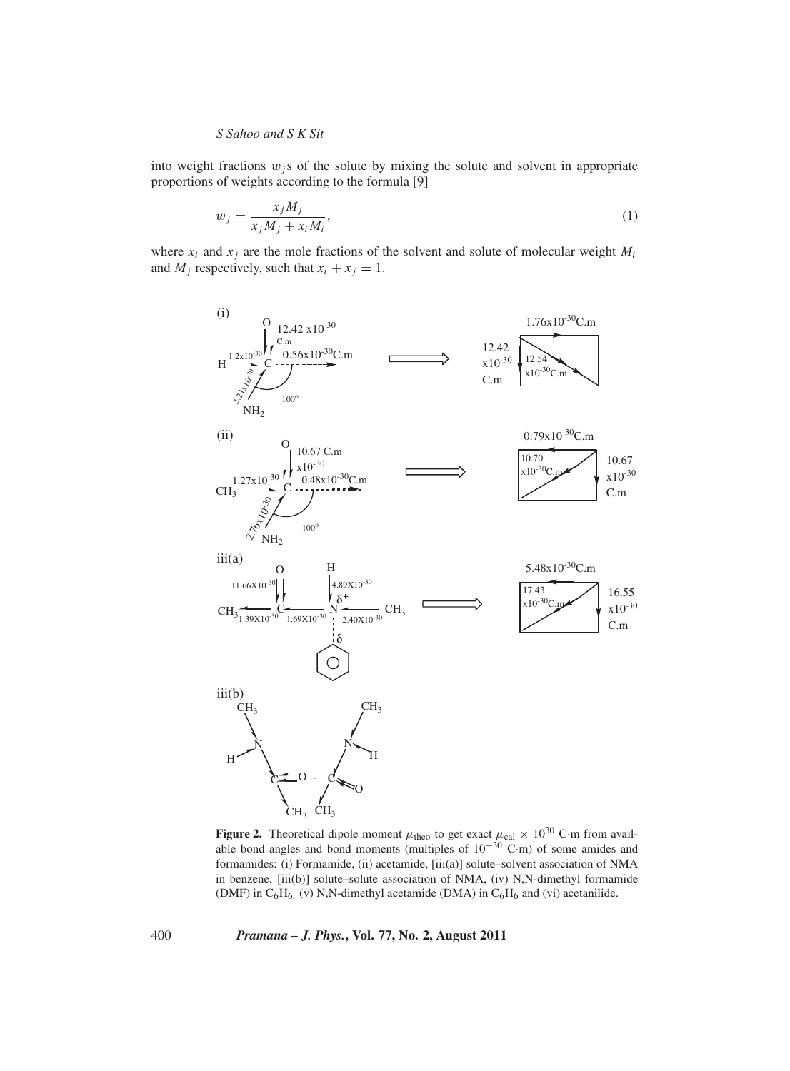into weight fractions $w_j$s of the solute by mixing the solute and solvent in appropriate proportions of weights according to the formula [9]

$$w_j = \frac{x_j M_j}{x_j M_j + x_i M_i}, \tag{1}$$

where $x_i$ and $x_j$ are the mole fractions of the solvent and solute of molecular weight $M_i$ and $M_j$ respectively, such that $x_i + x_j = 1$.

**Figure 2.** Theoretical dipole moment $\mu_{\text{theo}}$ to get exact $\mu_{\text{cal}} \times 10^{30}$ C·m from available bond angles and bond moments (multiples of $10^{-30}$ C·m) of some amides and formamides: (i) Formamide, (ii) acetamide, [iii(a)] solute–solvent association of NMA in benzene, [iii(b)] solute–solute association of NMA, (iv) N,N-dimethyl formamide (DMF) in $C_6H_6$, (v) N,N-dimethyl acetamide (DMA) in $C_6H_6$ and (vi) acetanilide.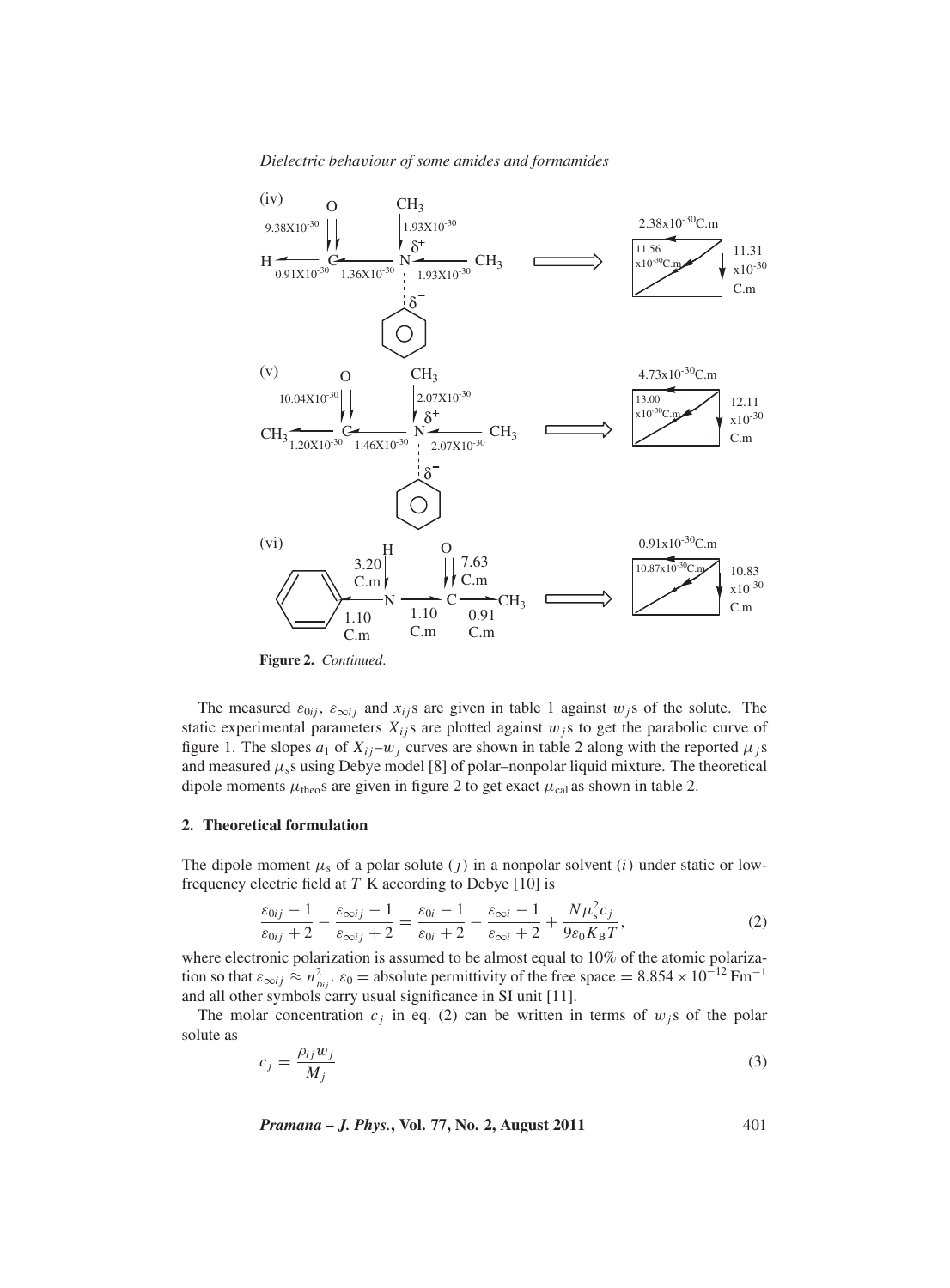**Figure 2.** *Continued.*

The measured $\varepsilon_{0ij}$, $\varepsilon_{\infty ij}$ and $x_{ij}$s are given in table 1 against $w_j$s of the solute. The static experimental parameters $X_{ij}$s are plotted against $w_j$s to get the parabolic curve of figure 1. The slopes $a_1$ of $X_{ij}$–$w_j$ curves are shown in table 2 along with the reported $\mu_j$s and measured $\mu_s$s using Debye model [8] of polar–nonpolar liquid mixture. The theoretical dipole moments $\mu_{\text{theo}}$s are given in figure 2 to get exact $\mu_{\text{cal}}$ as shown in table 2.

## 2. Theoretical formulation

The dipole moment $\mu_s$ of a polar solute ($j$) in a nonpolar solvent ($i$) under static or low-frequency electric field at $T$ K according to Debye [10] is

$$\frac{\varepsilon_{0ij}-1}{\varepsilon_{0ij}+2}-\frac{\varepsilon_{\infty ij}-1}{\varepsilon_{\infty ij}+2}=\frac{\varepsilon_{0i}-1}{\varepsilon_{0i}+2}-\frac{\varepsilon_{\infty i}-1}{\varepsilon_{\infty i}+2}+\frac{N\mu_s^2 c_j}{9\varepsilon_0 K_B T}, \tag{2}$$

where electronic polarization is assumed to be almost equal to 10% of the atomic polarization so that $\varepsilon_{\infty ij} \approx n^2_{Dij}$. $\varepsilon_0$ = absolute permittivity of the free space $= 8.854 \times 10^{-12}\ \text{Fm}^{-1}$ and all other symbols carry usual significance in SI unit [11].

The molar concentration $c_j$ in eq. (2) can be written in terms of $w_j$s of the polar solute as

$$c_j = \frac{\rho_{ij} w_j}{M_j} \tag{3}$$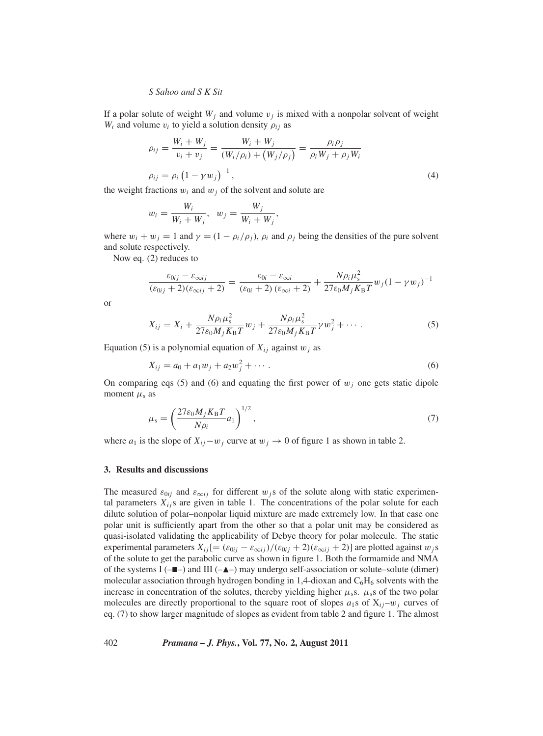If a polar solute of weight $W_j$ and volume $v_j$ is mixed with a nonpolar solvent of weight $W_i$ and volume $v_i$ to yield a solution density $\rho_{ij}$ as

$$\rho_{ij} = \frac{W_i + W_j}{v_i + v_j} = \frac{W_i + W_j}{(W_i/\rho_i) + (W_j/\rho_j)} = \frac{\rho_i \rho_j}{\rho_i W_j + \rho_j W_i}$$

$$\rho_{ij} = \rho_i \left(1 - \gamma w_j\right)^{-1}, \tag{4}$$

the weight fractions $w_i$ and $w_j$ of the solvent and solute are

$$w_i = \frac{W_i}{W_i + W_j}, \quad w_j = \frac{W_j}{W_i + W_j},$$

where $w_i + w_j = 1$ and $\gamma = (1 - \rho_i/\rho_j)$, $\rho_i$ and $\rho_j$ being the densities of the pure solvent and solute respectively.

Now eq. (2) reduces to

$$\frac{\varepsilon_{0ij} - \varepsilon_{\infty ij}}{(\varepsilon_{0ij} + 2)(\varepsilon_{\infty ij} + 2)} = \frac{\varepsilon_{0i} - \varepsilon_{\infty i}}{(\varepsilon_{0i} + 2)(\varepsilon_{\infty i} + 2)} + \frac{N \rho_i \mu_s^2}{27 \varepsilon_0 M_j K_B T} w_j (1 - \gamma w_j)^{-1}$$

or

$$X_{ij} = X_i + \frac{N \rho_i \mu_s^2}{27 \varepsilon_0 M_j K_B T} w_j + \frac{N \rho_i \mu_s^2}{27 \varepsilon_0 M_j K_B T} \gamma w_j^2 + \cdots . \tag{5}$$

Equation (5) is a polynomial equation of $X_{ij}$ against $w_j$ as

$$X_{ij} = a_0 + a_1 w_j + a_2 w_j^2 + \cdots . \tag{6}$$

On comparing eqs (5) and (6) and equating the first power of $w_j$ one gets static dipole moment $\mu_s$ as

$$\mu_s = \left( \frac{27 \varepsilon_0 M_j K_B T}{N \rho_i} a_1 \right)^{1/2}, \tag{7}$$

where $a_1$ is the slope of $X_{ij} - w_j$ curve at $w_j \to 0$ of figure 1 as shown in table 2.

### 3. Results and discussions

The measured $\varepsilon_{0ij}$ and $\varepsilon_{\infty ij}$ for different $w_j$s of the solute along with static experimental parameters $X_{ij}$s are given in table 1. The concentrations of the polar solute for each dilute solution of polar–nonpolar liquid mixture are made extremely low. In that case one polar unit is sufficiently apart from the other so that a polar unit may be considered as quasi-isolated validating the applicability of Debye theory for polar molecule. The static experimental parameters $X_{ij} [= (\varepsilon_{0ij} - \varepsilon_{\infty ij})/(\varepsilon_{0ij} + 2)(\varepsilon_{\infty ij} + 2)]$ are plotted against $w_j$s of the solute to get the parabolic curve as shown in figure 1. Both the formamide and NMA of the systems I (–■–) and III (–▲–) may undergo self-association or solute–solute (dimer) molecular association through hydrogen bonding in 1,4-dioxan and $C_6H_6$ solvents with the increase in concentration of the solutes, thereby yielding higher $\mu_s$s. $\mu_s$s of the two polar molecules are directly proportional to the square root of slopes $a_1$s of $X_{ij}$–$w_j$ curves of eq. (7) to show larger magnitude of slopes as evident from table 2 and figure 1. The almost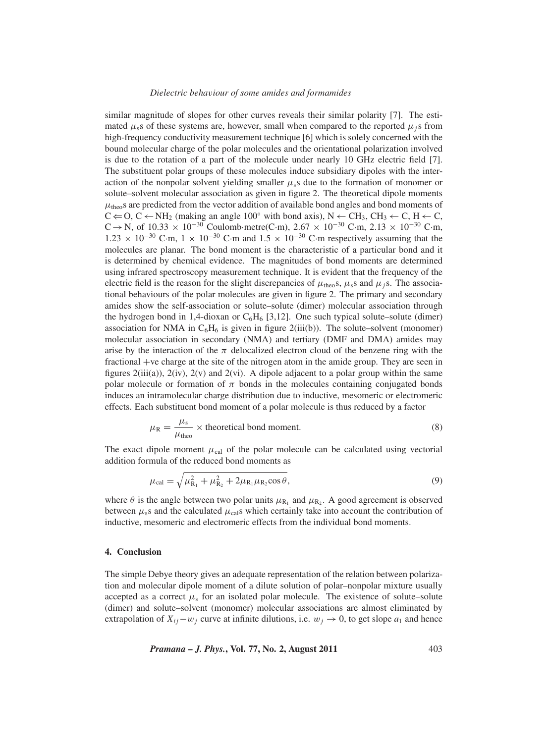similar magnitude of slopes for other curves reveals their similar polarity [7]. The estimated $\mu_s$s of these systems are, however, small when compared to the reported $\mu_j$s from high-frequency conductivity measurement technique [6] which is solely concerned with the bound molecular charge of the polar molecules and the orientational polarization involved is due to the rotation of a part of the molecule under nearly 10 GHz electric field [7]. The substituent polar groups of these molecules induce subsidiary dipoles with the interaction of the nonpolar solvent yielding smaller $\mu_s$s due to the formation of monomer or solute–solvent molecular association as given in figure 2. The theoretical dipole moments $\mu_{\text{theo}}$s are predicted from the vector addition of available bond angles and bond moments of $C \Leftarrow O$, $C \leftarrow NH_2$ (making an angle 100° with bond axis), $N \leftarrow CH_3$, $CH_3 \leftarrow C$, $H \leftarrow C$, $C \rightarrow N$, of $10.33 \times 10^{-30}$ Coulomb·metre(C·m), $2.67 \times 10^{-30}$ C·m, $2.13 \times 10^{-30}$ C·m, $1.23 \times 10^{-30}$ C·m, $1 \times 10^{-30}$ C·m and $1.5 \times 10^{-30}$ C·m respectively assuming that the molecules are planar. The bond moment is the characteristic of a particular bond and it is determined by chemical evidence. The magnitudes of bond moments are determined using infrared spectroscopy measurement technique. It is evident that the frequency of the electric field is the reason for the slight discrepancies of $\mu_{\text{theo}}$s, $\mu_s$s and $\mu_j$s. The associational behaviours of the polar molecules are given in figure 2. The primary and secondary amides show the self-association or solute–solute (dimer) molecular association through the hydrogen bond in 1,4-dioxan or $C_6H_6$ [3,12]. One such typical solute–solute (dimer) association for NMA in $C_6H_6$ is given in figure 2(iii(b)). The solute–solvent (monomer) molecular association in secondary (NMA) and tertiary (DMF and DMA) amides may arise by the interaction of the $\pi$ delocalized electron cloud of the benzene ring with the fractional +ve charge at the site of the nitrogen atom in the amide group. They are seen in figures 2(iii(a)), 2(iv), 2(v) and 2(vi). A dipole adjacent to a polar group within the same polar molecule or formation of $\pi$ bonds in the molecules containing conjugated bonds induces an intramolecular charge distribution due to inductive, mesomeric or electromeric effects. Each substituent bond moment of a polar molecule is thus reduced by a factor

$$\mu_R = \frac{\mu_s}{\mu_{\text{theo}}} \times \text{theoretical bond moment.} \tag{8}$$

The exact dipole moment $\mu_{\text{cal}}$ of the polar molecule can be calculated using vectorial addition formula of the reduced bond moments as

$$\mu_{\text{cal}} = \sqrt{\mu_{R_1}^2 + \mu_{R_2}^2 + 2\mu_{R_1}\mu_{R_2}\cos\theta}, \tag{9}$$

where $\theta$ is the angle between two polar units $\mu_{R_1}$ and $\mu_{R_2}$. A good agreement is observed between $\mu_s$s and the calculated $\mu_{\text{cal}}$s which certainly take into account the contribution of inductive, mesomeric and electromeric effects from the individual bond moments.

## 4. Conclusion

The simple Debye theory gives an adequate representation of the relation between polarization and molecular dipole moment of a dilute solution of polar–nonpolar mixture usually accepted as a correct $\mu_s$ for an isolated polar molecule. The existence of solute–solute (dimer) and solute–solvent (monomer) molecular associations are almost eliminated by extrapolation of $X_{ij} - w_j$ curve at infinite dilutions, i.e. $w_j \rightarrow 0$, to get slope $a_1$ and hence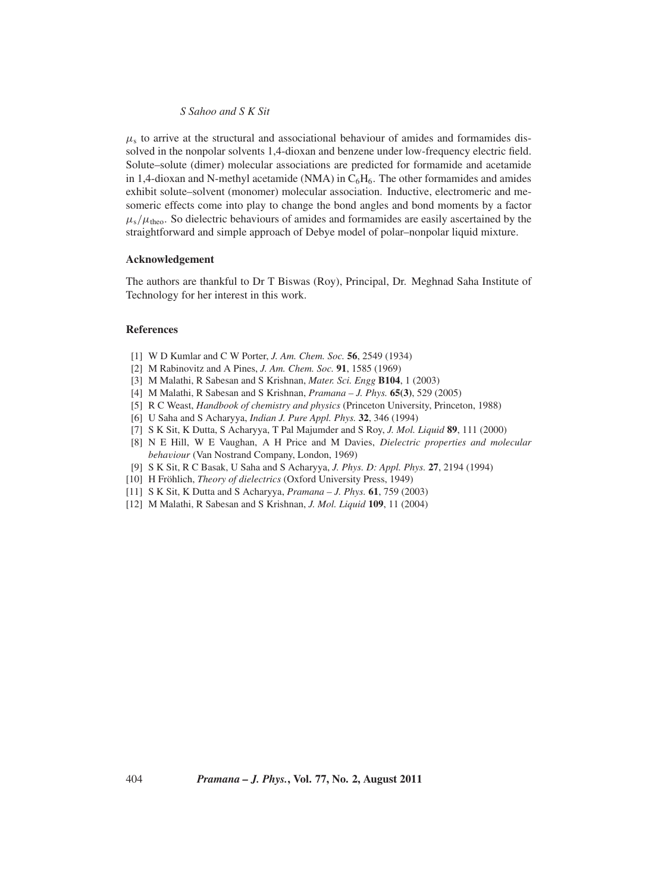$\mu_s$ to arrive at the structural and associational behaviour of amides and formamides dissolved in the nonpolar solvents 1,4-dioxan and benzene under low-frequency electric field. Solute–solute (dimer) molecular associations are predicted for formamide and acetamide in 1,4-dioxan and N-methyl acetamide (NMA) in $C_6H_6$. The other formamides and amides exhibit solute–solvent (monomer) molecular association. Inductive, electromeric and mesomeric effects come into play to change the bond angles and bond moments by a factor $\mu_s/\mu_{theo}$. So dielectric behaviours of amides and formamides are easily ascertained by the straightforward and simple approach of Debye model of polar–nonpolar liquid mixture.

## Acknowledgement

The authors are thankful to Dr T Biswas (Roy), Principal, Dr. Meghnad Saha Institute of Technology for her interest in this work.

## References

[1] W D Kumlar and C W Porter, *J. Am. Chem. Soc.* **56**, 2549 (1934)

[2] M Rabinovitz and A Pines, *J. Am. Chem. Soc.* **91**, 1585 (1969)

[3] M Malathi, R Sabesan and S Krishnan, *Mater. Sci. Engg* **B104**, 1 (2003)

[4] M Malathi, R Sabesan and S Krishnan, *Pramana – J. Phys.* **65(3)**, 529 (2005)

[5] R C Weast, *Handbook of chemistry and physics* (Princeton University, Princeton, 1988)

[6] U Saha and S Acharyya, *Indian J. Pure Appl. Phys.* **32**, 346 (1994)

[7] S K Sit, K Dutta, S Acharyya, T Pal Majumder and S Roy, *J. Mol. Liquid* **89**, 111 (2000)

[8] N E Hill, W E Vaughan, A H Price and M Davies, *Dielectric properties and molecular behaviour* (Van Nostrand Company, London, 1969)

[9] S K Sit, R C Basak, U Saha and S Acharyya, *J. Phys. D: Appl. Phys.* **27**, 2194 (1994)

[10] H Fröhlich, *Theory of dielectrics* (Oxford University Press, 1949)

[11] S K Sit, K Dutta and S Acharyya, *Pramana – J. Phys.* **61**, 759 (2003)

[12] M Malathi, R Sabesan and S Krishnan, *J. Mol. Liquid* **109**, 11 (2004)